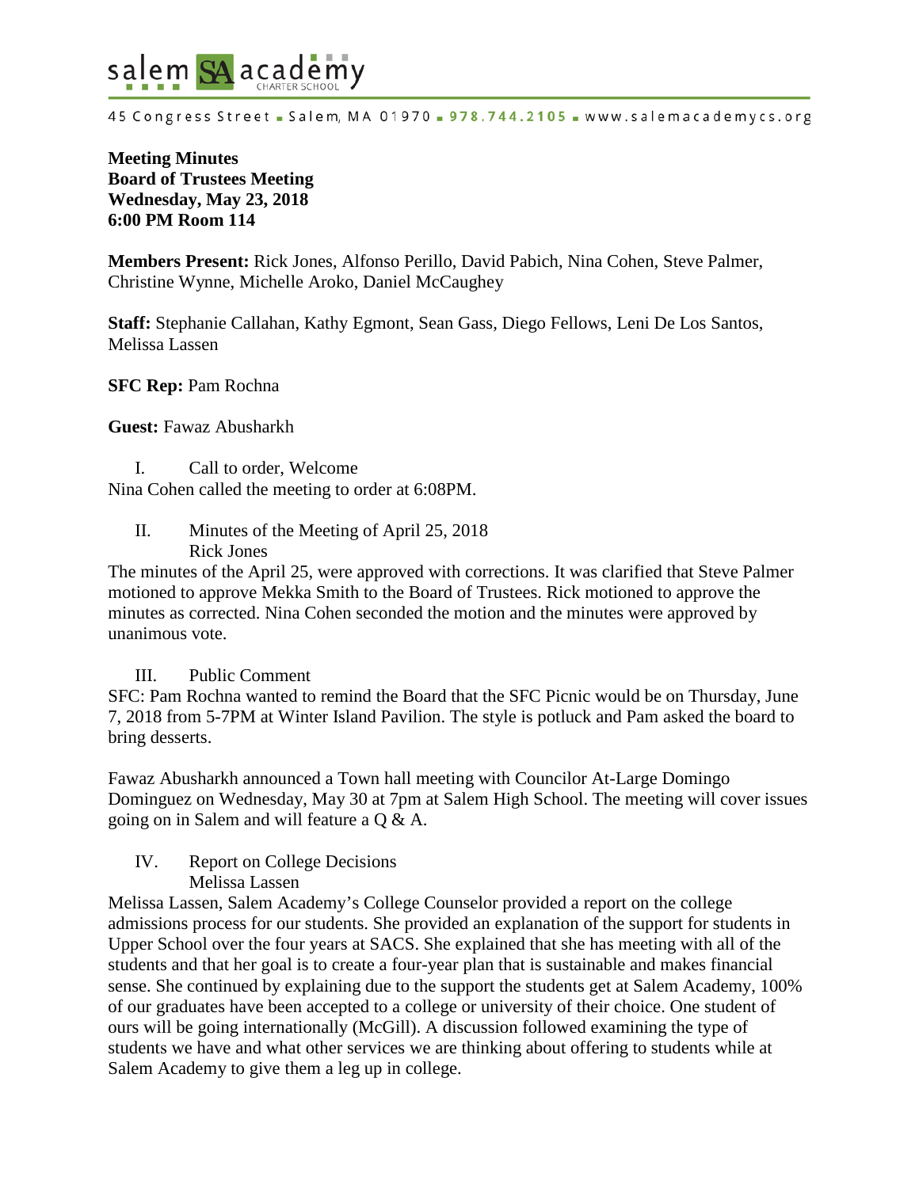salem SA academy CHARTER SCHOOL

45 Congress Street ▪ Salem, MA 01970 ▪ 978.744.2105 ▪ www.salemacademycs.org

**Meeting Minutes**
**Board of Trustees Meeting**
**Wednesday, May 23, 2018**
**6:00 PM Room 114**

**Members Present:** Rick Jones, Alfonso Perillo, David Pabich, Nina Cohen, Steve Palmer, Christine Wynne, Michelle Aroko, Daniel McCaughey

**Staff:** Stephanie Callahan, Kathy Egmont, Sean Gass, Diego Fellows, Leni De Los Santos, Melissa Lassen

**SFC Rep:** Pam Rochna

**Guest:** Fawaz Abusharkh

I. Call to order, Welcome

Nina Cohen called the meeting to order at 6:08PM.

II. Minutes of the Meeting of April 25, 2018
Rick Jones

The minutes of the April 25, were approved with corrections. It was clarified that Steve Palmer motioned to approve Mekka Smith to the Board of Trustees. Rick motioned to approve the minutes as corrected. Nina Cohen seconded the motion and the minutes were approved by unanimous vote.

III. Public Comment

SFC: Pam Rochna wanted to remind the Board that the SFC Picnic would be on Thursday, June 7, 2018 from 5-7PM at Winter Island Pavilion. The style is potluck and Pam asked the board to bring desserts.

Fawaz Abusharkh announced a Town hall meeting with Councilor At-Large Domingo Dominguez on Wednesday, May 30 at 7pm at Salem High School. The meeting will cover issues going on in Salem and will feature a Q & A.

IV. Report on College Decisions
Melissa Lassen

Melissa Lassen, Salem Academy's College Counselor provided a report on the college admissions process for our students. She provided an explanation of the support for students in Upper School over the four years at SACS. She explained that she has meeting with all of the students and that her goal is to create a four-year plan that is sustainable and makes financial sense. She continued by explaining due to the support the students get at Salem Academy, 100% of our graduates have been accepted to a college or university of their choice. One student of ours will be going internationally (McGill). A discussion followed examining the type of students we have and what other services we are thinking about offering to students while at Salem Academy to give them a leg up in college.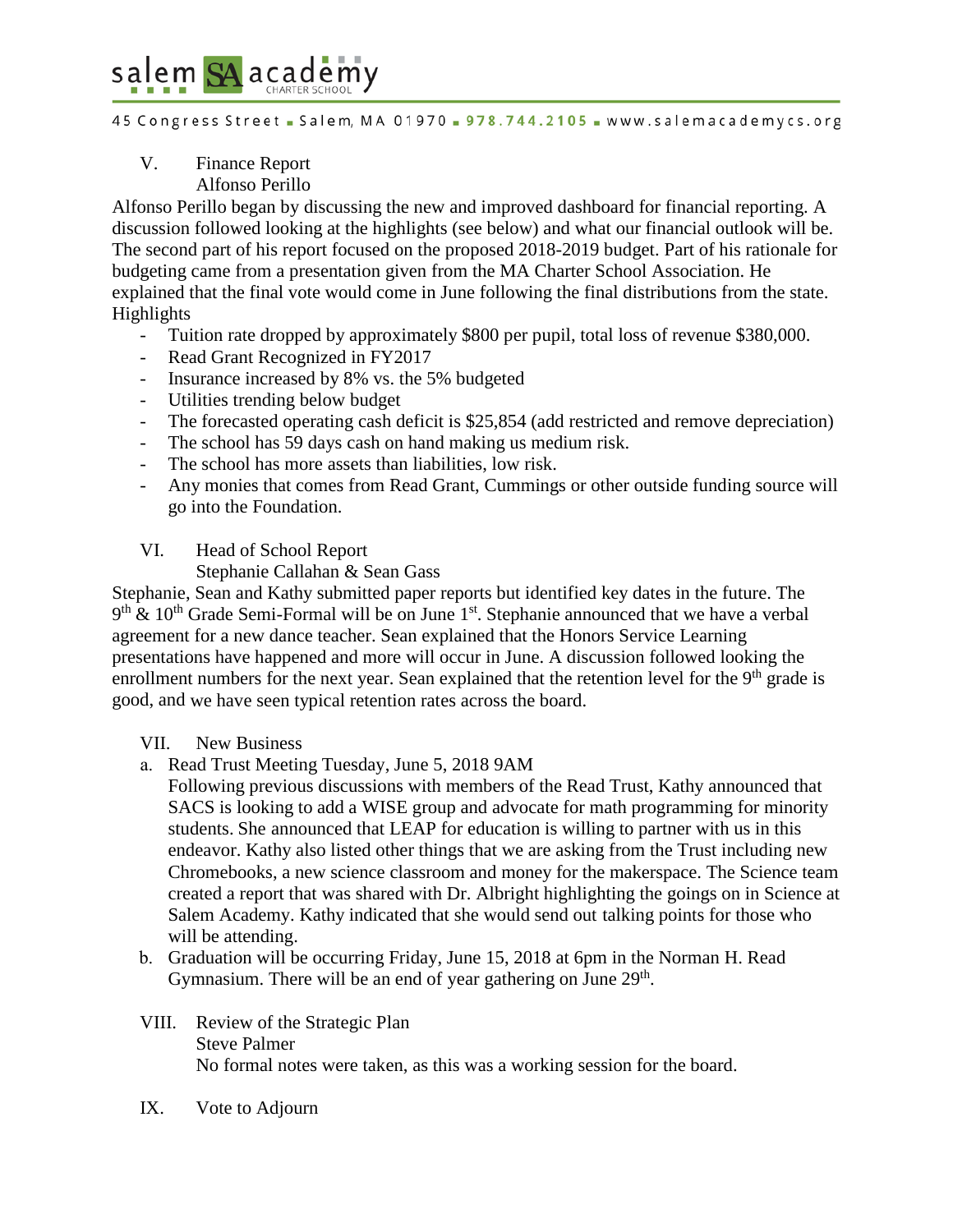V. Finance Report
Alfonso Perillo

Alfonso Perillo began by discussing the new and improved dashboard for financial reporting. A discussion followed looking at the highlights (see below) and what our financial outlook will be. The second part of his report focused on the proposed 2018-2019 budget. Part of his rationale for budgeting came from a presentation given from the MA Charter School Association. He explained that the final vote would come in June following the final distributions from the state.

Highlights

- Tuition rate dropped by approximately $800 per pupil, total loss of revenue $380,000.
- Read Grant Recognized in FY2017
- Insurance increased by 8% vs. the 5% budgeted
- Utilities trending below budget
- The forecasted operating cash deficit is $25,854 (add restricted and remove depreciation)
- The school has 59 days cash on hand making us medium risk.
- The school has more assets than liabilities, low risk.
- Any monies that comes from Read Grant, Cummings or other outside funding source will go into the Foundation.

VI. Head of School Report
Stephanie Callahan & Sean Gass

Stephanie, Sean and Kathy submitted paper reports but identified key dates in the future. The 9th & 10th Grade Semi-Formal will be on June 1st. Stephanie announced that we have a verbal agreement for a new dance teacher. Sean explained that the Honors Service Learning presentations have happened and more will occur in June. A discussion followed looking the enrollment numbers for the next year. Sean explained that the retention level for the 9th grade is good, and we have seen typical retention rates across the board.

VII. New Business

a. Read Trust Meeting Tuesday, June 5, 2018 9AM
Following previous discussions with members of the Read Trust, Kathy announced that SACS is looking to add a WISE group and advocate for math programming for minority students. She announced that LEAP for education is willing to partner with us in this endeavor. Kathy also listed other things that we are asking from the Trust including new Chromebooks, a new science classroom and money for the makerspace. The Science team created a report that was shared with Dr. Albright highlighting the goings on in Science at Salem Academy. Kathy indicated that she would send out talking points for those who will be attending.

b. Graduation will be occurring Friday, June 15, 2018 at 6pm in the Norman H. Read Gymnasium. There will be an end of year gathering on June 29th.

VIII. Review of the Strategic Plan
Steve Palmer
No formal notes were taken, as this was a working session for the board.

IX. Vote to Adjourn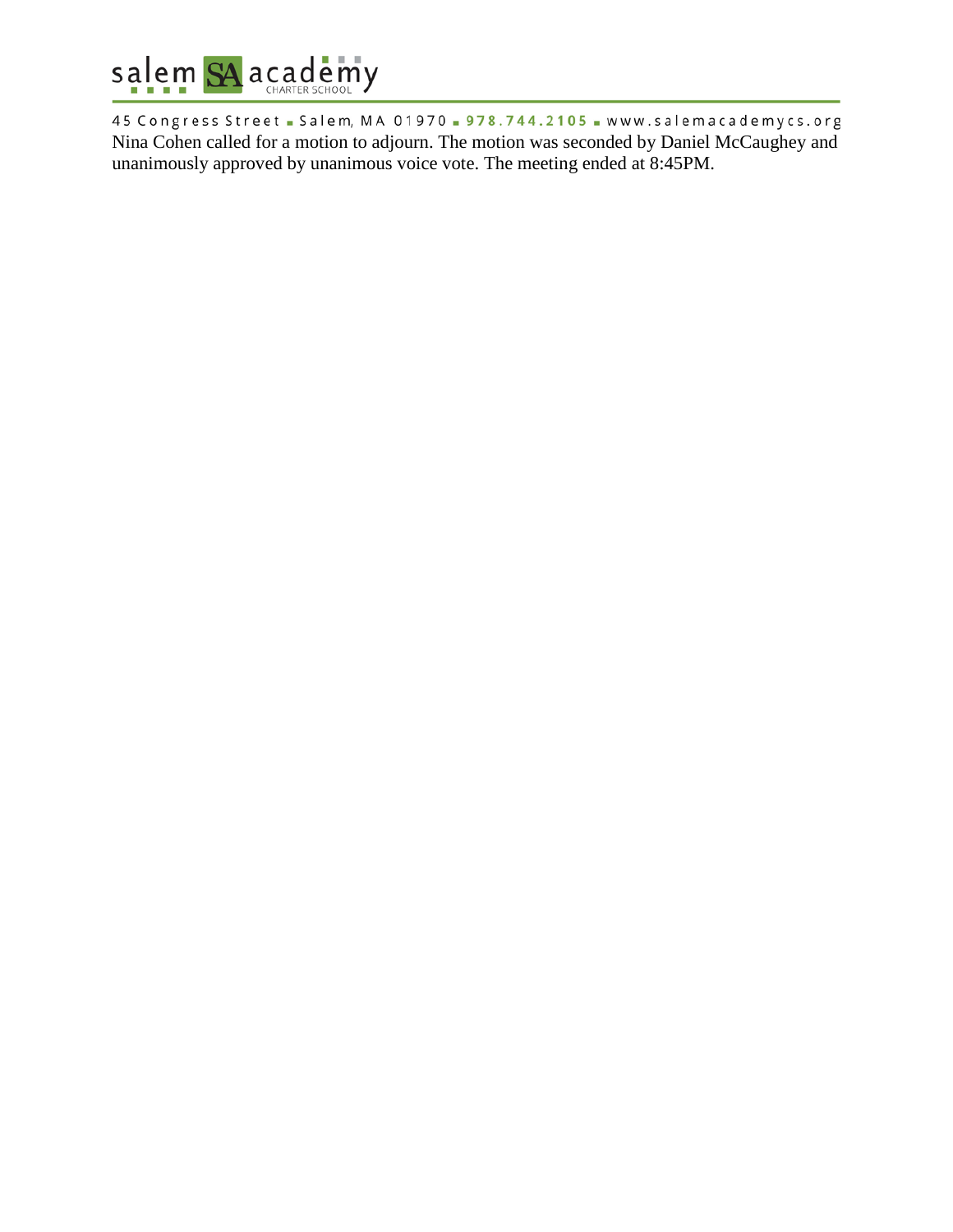Nina Cohen called for a motion to adjourn. The motion was seconded by Daniel McCaughey and unanimously approved by unanimous voice vote. The meeting ended at 8:45PM.